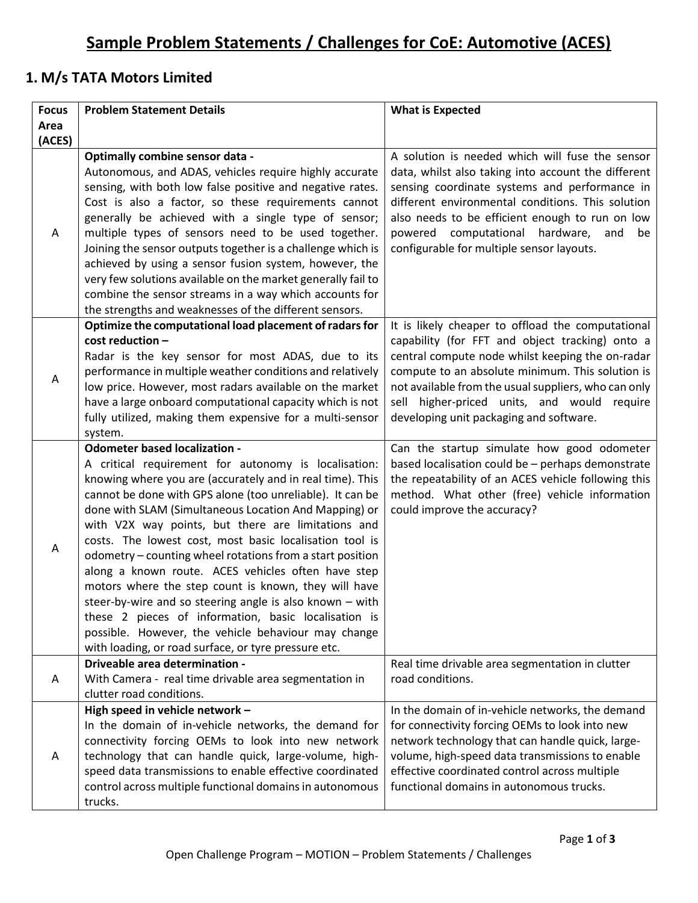# Sample Problem Statements / Challenges for CoE: Automotive (ACES)

## 1. M/s TATA Motors Limited

| Focus Area (ACES) | Problem Statement Details | What is Expected |
|---|---|---|
| A | **Optimally combine sensor data -** Autonomous, and ADAS, vehicles require highly accurate sensing, with both low false positive and negative rates. Cost is also a factor, so these requirements cannot generally be achieved with a single type of sensor; multiple types of sensors need to be used together. Joining the sensor outputs together is a challenge which is achieved by using a sensor fusion system, however, the very few solutions available on the market generally fail to combine the sensor streams in a way which accounts for the strengths and weaknesses of the different sensors. | A solution is needed which will fuse the sensor data, whilst also taking into account the different sensing coordinate systems and performance in different environmental conditions. This solution also needs to be efficient enough to run on low powered computational hardware, and be configurable for multiple sensor layouts. |
| A | **Optimize the computational load placement of radars for cost reduction –** Radar is the key sensor for most ADAS, due to its performance in multiple weather conditions and relatively low price. However, most radars available on the market have a large onboard computational capacity which is not fully utilized, making them expensive for a multi-sensor system. | It is likely cheaper to offload the computational capability (for FFT and object tracking) onto a central compute node whilst keeping the on-radar compute to an absolute minimum. This solution is not available from the usual suppliers, who can only sell higher-priced units, and would require developing unit packaging and software. |
| A | **Odometer based localization -** A critical requirement for autonomy is localisation: knowing where you are (accurately and in real time). This cannot be done with GPS alone (too unreliable). It can be done with SLAM (Simultaneous Location And Mapping) or with V2X way points, but there are limitations and costs. The lowest cost, most basic localisation tool is odometry – counting wheel rotations from a start position along a known route. ACES vehicles often have step motors where the step count is known, they will have steer-by-wire and so steering angle is also known – with these 2 pieces of information, basic localisation is possible. However, the vehicle behaviour may change with loading, or road surface, or tyre pressure etc. | Can the startup simulate how good odometer based localisation could be – perhaps demonstrate the repeatability of an ACES vehicle following this method. What other (free) vehicle information could improve the accuracy? |
| A | **Driveable area determination -** With Camera - real time drivable area segmentation in clutter road conditions. | Real time drivable area segmentation in clutter road conditions. |
| A | **High speed in vehicle network –** In the domain of in-vehicle networks, the demand for connectivity forcing OEMs to look into new network technology that can handle quick, large-volume, high-speed data transmissions to enable effective coordinated control across multiple functional domains in autonomous trucks. | In the domain of in-vehicle networks, the demand for connectivity forcing OEMs to look into new network technology that can handle quick, large-volume, high-speed data transmissions to enable effective coordinated control across multiple functional domains in autonomous trucks. |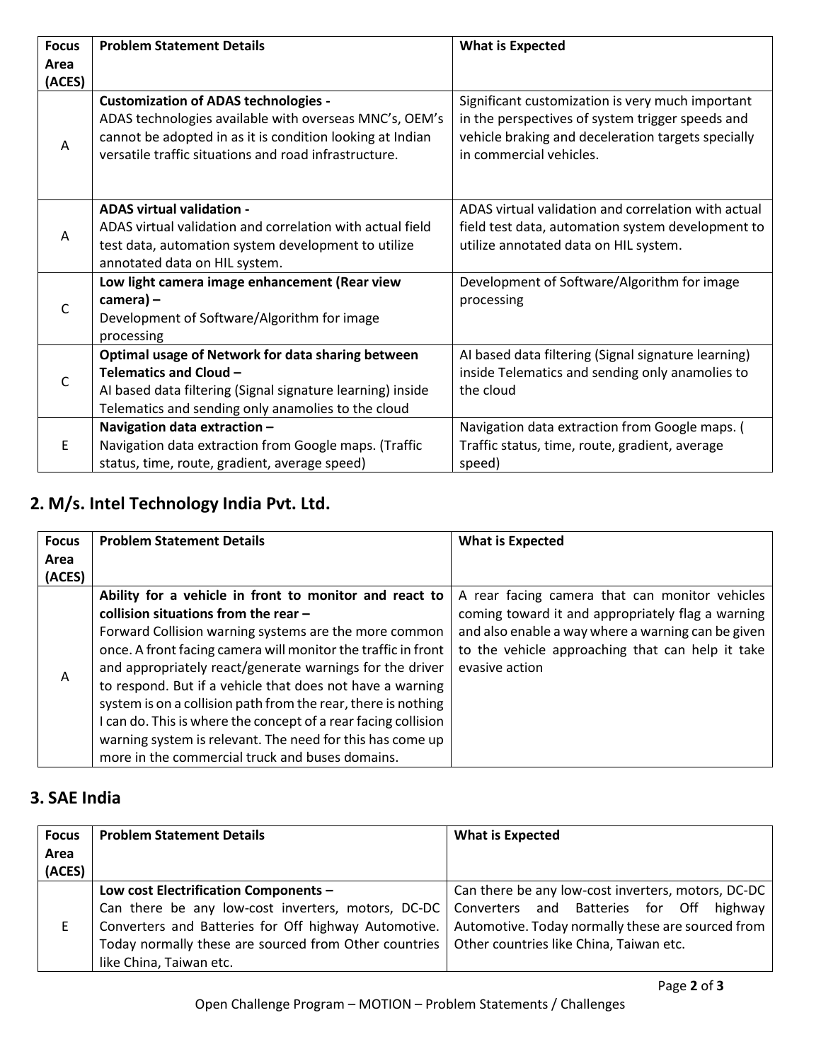| Focus Area (ACES) | Problem Statement Details | What is Expected |
|---|---|---|
| A | **Customization of ADAS technologies -** ADAS technologies available with overseas MNC's, OEM's cannot be adopted in as it is condition looking at Indian versatile traffic situations and road infrastructure. | Significant customization is very much important in the perspectives of system trigger speeds and vehicle braking and deceleration targets specially in commercial vehicles. |
| A | **ADAS virtual validation -** ADAS virtual validation and correlation with actual field test data, automation system development to utilize annotated data on HIL system. | ADAS virtual validation and correlation with actual field test data, automation system development to utilize annotated data on HIL system. |
| C | **Low light camera image enhancement (Rear view camera) –** Development of Software/Algorithm for image processing | Development of Software/Algorithm for image processing |
| C | **Optimal usage of Network for data sharing between Telematics and Cloud –** AI based data filtering (Signal signature learning) inside Telematics and sending only anamolies to the cloud | AI based data filtering (Signal signature learning) inside Telematics and sending only anamolies to the cloud |
| E | **Navigation data extraction –** Navigation data extraction from Google maps. (Traffic status, time, route, gradient, average speed) | Navigation data extraction from Google maps. ( Traffic status, time, route, gradient, average speed) |

## 2. M/s. Intel Technology India Pvt. Ltd.

| Focus Area (ACES) | Problem Statement Details | What is Expected |
|---|---|---|
| A | **Ability for a vehicle in front to monitor and react to collision situations from the rear –** Forward Collision warning systems are the more common once. A front facing camera will monitor the traffic in front and appropriately react/generate warnings for the driver to respond. But if a vehicle that does not have a warning system is on a collision path from the rear, there is nothing I can do. This is where the concept of a rear facing collision warning system is relevant. The need for this has come up more in the commercial truck and buses domains. | A rear facing camera that can monitor vehicles coming toward it and appropriately flag a warning and also enable a way where a warning can be given to the vehicle approaching that can help it take evasive action |

## 3. SAE India

| Focus Area (ACES) | Problem Statement Details | What is Expected |
|---|---|---|
| E | **Low cost Electrification Components –** Can there be any low-cost inverters, motors, DC-DC Converters and Batteries for Off highway Automotive. Today normally these are sourced from Other countries like China, Taiwan etc. | Can there be any low-cost inverters, motors, DC-DC Converters and Batteries for Off highway Automotive. Today normally these are sourced from Other countries like China, Taiwan etc. |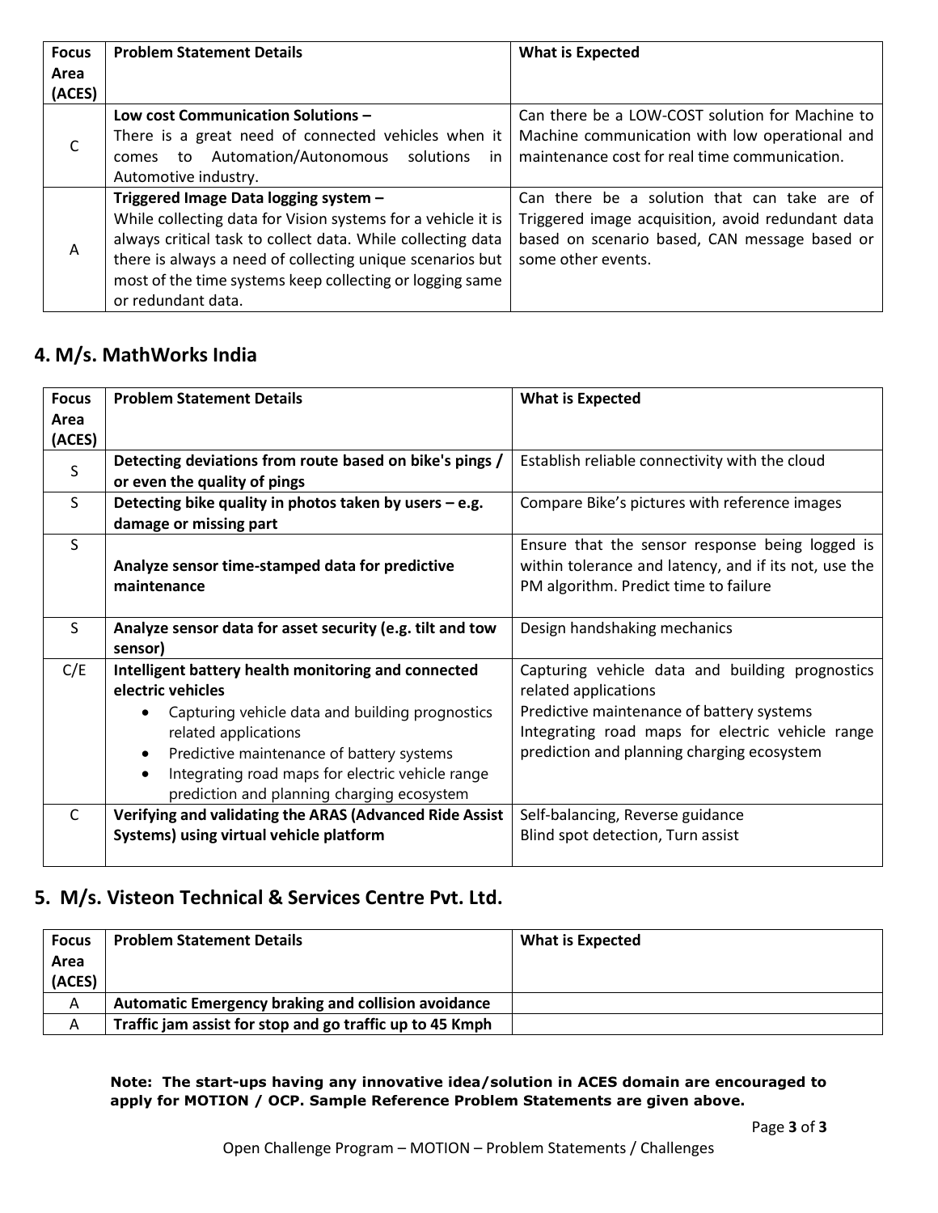| Focus Area (ACES) | Problem Statement Details | What is Expected |
|---|---|---|
| C | **Low cost Communication Solutions –** There is a great need of connected vehicles when it comes to Automation/Autonomous solutions in Automotive industry. | Can there be a LOW-COST solution for Machine to Machine communication with low operational and maintenance cost for real time communication. |
| A | **Triggered Image Data logging system –** While collecting data for Vision systems for a vehicle it is always critical task to collect data. While collecting data there is always a need of collecting unique scenarios but most of the time systems keep collecting or logging same or redundant data. | Can there be a solution that can take are of Triggered image acquisition, avoid redundant data based on scenario based, CAN message based or some other events. |

## 4. M/s. MathWorks India

| Focus Area (ACES) | Problem Statement Details | What is Expected |
|---|---|---|
| S | **Detecting deviations from route based on bike's pings / or even the quality of pings** | Establish reliable connectivity with the cloud |
| S | **Detecting bike quality in photos taken by users – e.g. damage or missing part** | Compare Bike's pictures with reference images |
| S | **Analyze sensor time-stamped data for predictive maintenance** | Ensure that the sensor response being logged is within tolerance and latency, and if its not, use the PM algorithm. Predict time to failure |
| S | **Analyze sensor data for asset security (e.g. tilt and tow sensor)** | Design handshaking mechanics |
| C/E | **Intelligent battery health monitoring and connected electric vehicles**<br>• Capturing vehicle data and building prognostics related applications<br>• Predictive maintenance of battery systems<br>• Integrating road maps for electric vehicle range prediction and planning charging ecosystem | Capturing vehicle data and building prognostics related applications<br>Predictive maintenance of battery systems<br>Integrating road maps for electric vehicle range prediction and planning charging ecosystem |
| C | **Verifying and validating the ARAS (Advanced Ride Assist Systems) using virtual vehicle platform** | Self-balancing, Reverse guidance<br>Blind spot detection, Turn assist |

## 5. M/s. Visteon Technical & Services Centre Pvt. Ltd.

| Focus Area (ACES) | Problem Statement Details | What is Expected |
|---|---|---|
| A | **Automatic Emergency braking and collision avoidance** | |
| A | **Traffic jam assist for stop and go traffic up to 45 Kmph** | |

**Note: The start-ups having any innovative idea/solution in ACES domain are encouraged to apply for MOTION / OCP. Sample Reference Problem Statements are given above.**